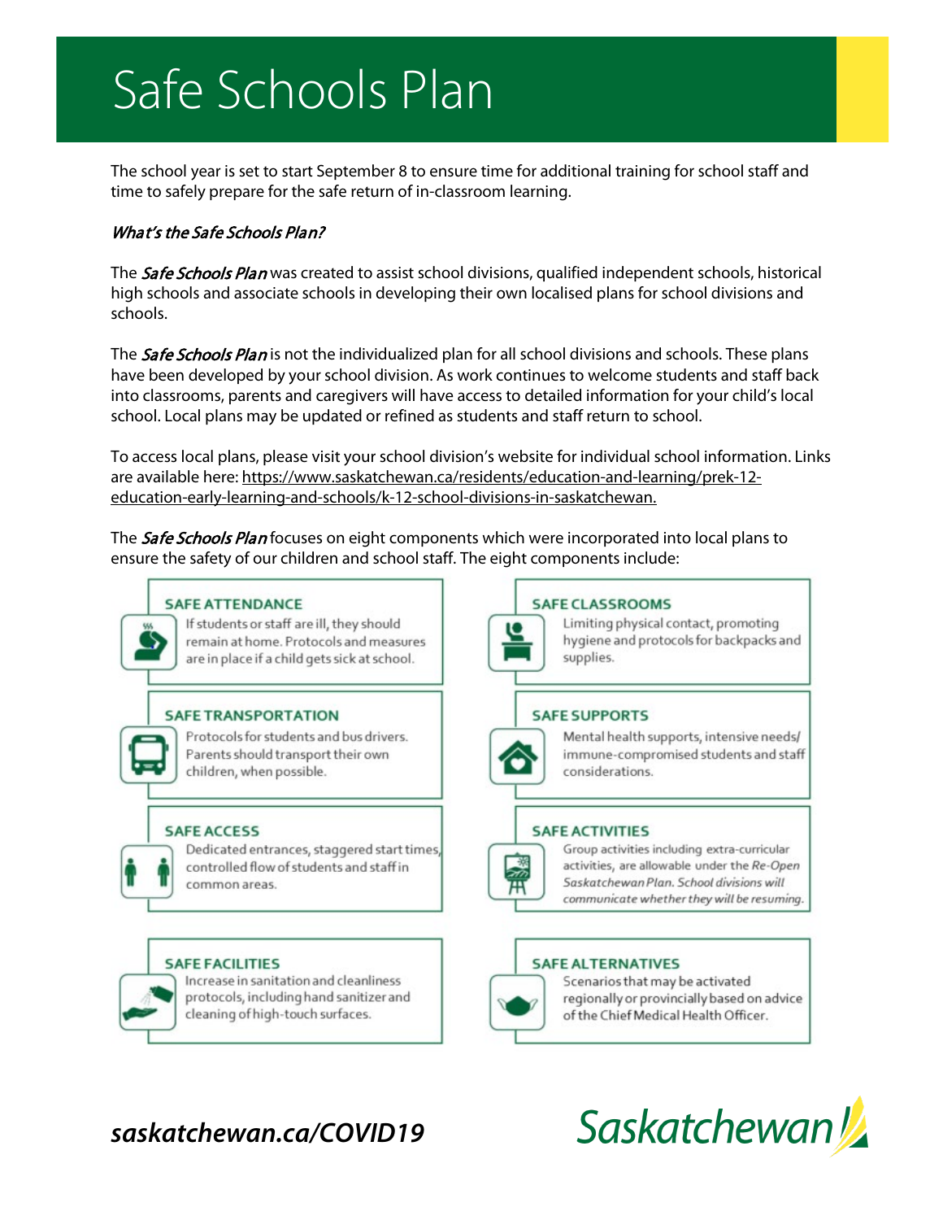# Safe Schools Plan

The school year is set to start September 8 to ensure time for additional training for school staff and time to safely prepare for the safe return of in-classroom learning.

***What's the Safe Schools Plan?***

The ***Safe Schools Plan*** was created to assist school divisions, qualified independent schools, historical high schools and associate schools in developing their own localised plans for school divisions and schools.

The ***Safe Schools Plan*** is not the individualized plan for all school divisions and schools. These plans have been developed by your school division. As work continues to welcome students and staff back into classrooms, parents and caregivers will have access to detailed information for your child's local school. Local plans may be updated or refined as students and staff return to school.

To access local plans, please visit your school division's website for individual school information. Links are available here: https://www.saskatchewan.ca/residents/education-and-learning/prek-12-education-early-learning-and-schools/k-12-school-divisions-in-saskatchewan.

The ***Safe Schools Plan*** focuses on eight components which were incorporated into local plans to ensure the safety of our children and school staff. The eight components include:

**SAFE ATTENDANCE**
If students or staff are ill, they should remain at home. Protocols and measures are in place if a child gets sick at school.

**SAFE CLASSROOMS**
Limiting physical contact, promoting hygiene and protocols for backpacks and supplies.

**SAFE TRANSPORTATION**
Protocols for students and bus drivers. Parents should transport their own children, when possible.

**SAFE SUPPORTS**
Mental health supports, intensive needs/immune-compromised students and staff considerations.

**SAFE ACCESS**
Dedicated entrances, staggered start times, controlled flow of students and staff in common areas.

**SAFE ACTIVITIES**
Group activities including extra-curricular activities, are allowable under the *Re-Open Saskatchewan Plan*. *School divisions will communicate whether they will be resuming.*

**SAFE FACILITIES**
Increase in sanitation and cleanliness protocols, including hand sanitizer and cleaning of high-touch surfaces.

**SAFE ALTERNATIVES**
Scenarios that may be activated regionally or provincially based on advice of the Chief Medical Health Officer.

***saskatchewan.ca/COVID19***

Saskatchewan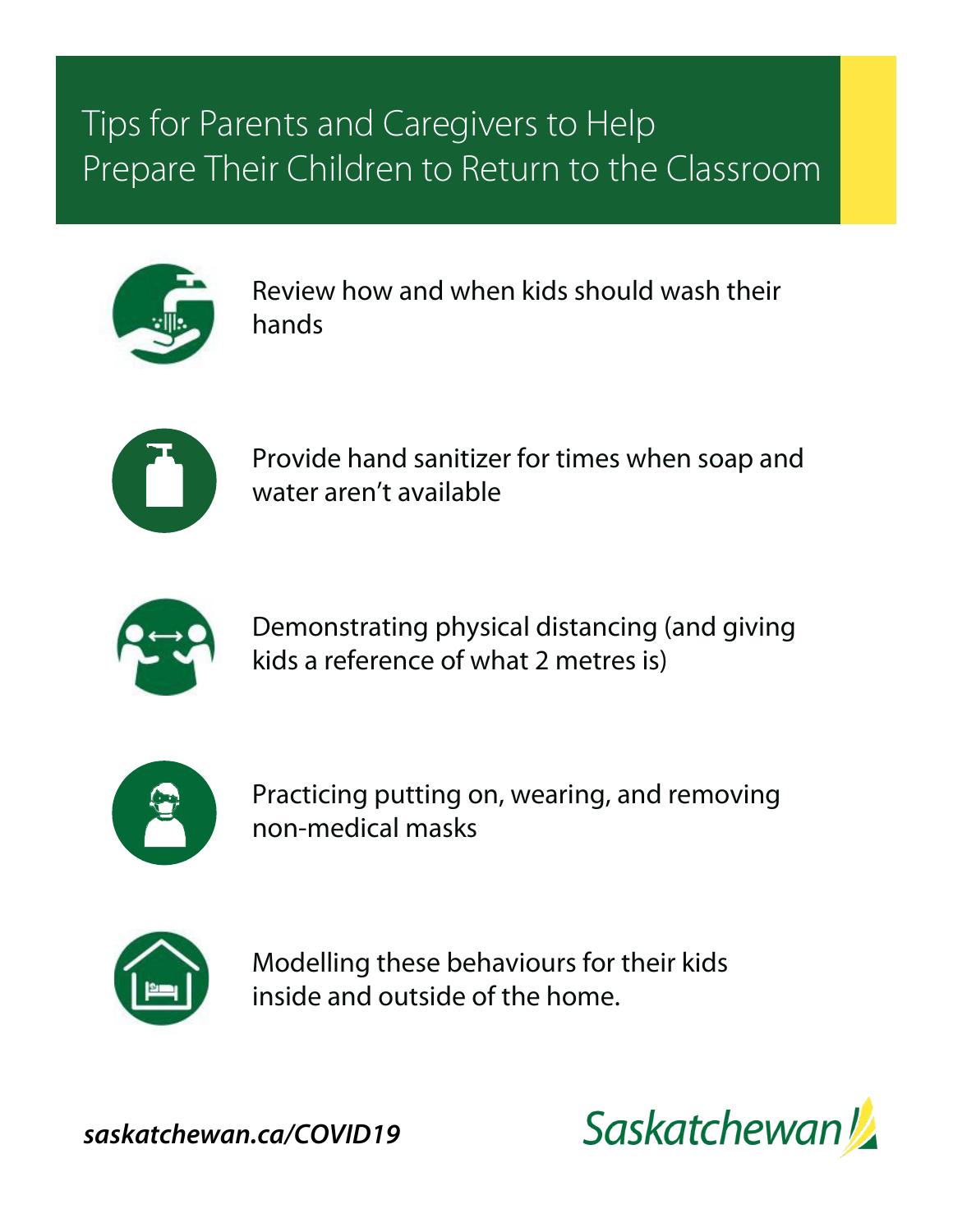# Tips for Parents and Caregivers to Help Prepare Their Children to Return to the Classroom

- Review how and when kids should wash their hands
- Provide hand sanitizer for times when soap and water aren't available
- Demonstrating physical distancing (and giving kids a reference of what 2 metres is)
- Practicing putting on, wearing, and removing non-medical masks
- Modelling these behaviours for their kids inside and outside of the home.

***saskatchewan.ca/COVID19***

Saskatchewan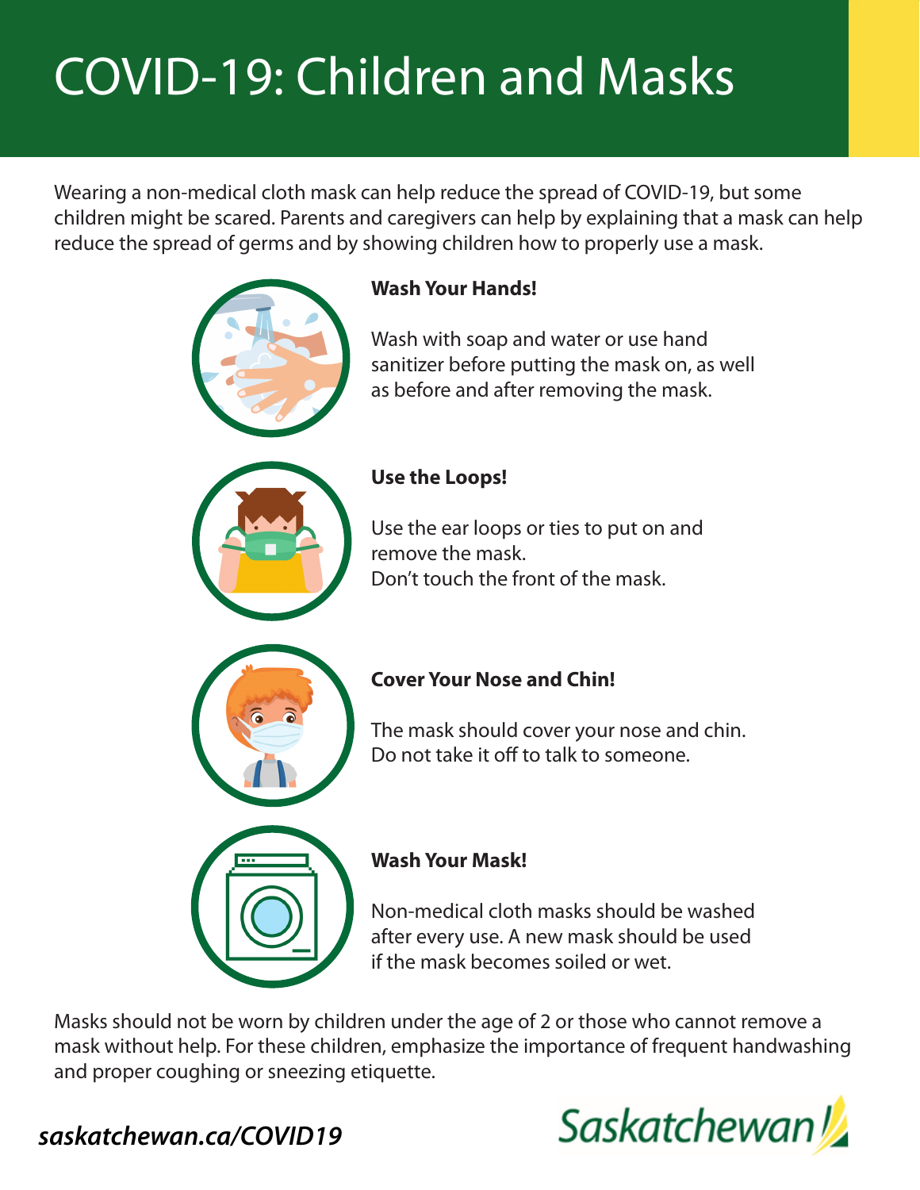# COVID-19: Children and Masks

Wearing a non-medical cloth mask can help reduce the spread of COVID-19, but some children might be scared. Parents and caregivers can help by explaining that a mask can help reduce the spread of germs and by showing children how to properly use a mask.

**Wash Your Hands!**

Wash with soap and water or use hand sanitizer before putting the mask on, as well as before and after removing the mask.

**Use the Loops!**

Use the ear loops or ties to put on and remove the mask.
Don't touch the front of the mask.

**Cover Your Nose and Chin!**

The mask should cover your nose and chin.
Do not take it off to talk to someone.

**Wash Your Mask!**

Non-medical cloth masks should be washed after every use. A new mask should be used if the mask becomes soiled or wet.

Masks should not be worn by children under the age of 2 or those who cannot remove a mask without help. For these children, emphasize the importance of frequent handwashing and proper coughing or sneezing etiquette.

***saskatchewan.ca/COVID19***

Saskatchewan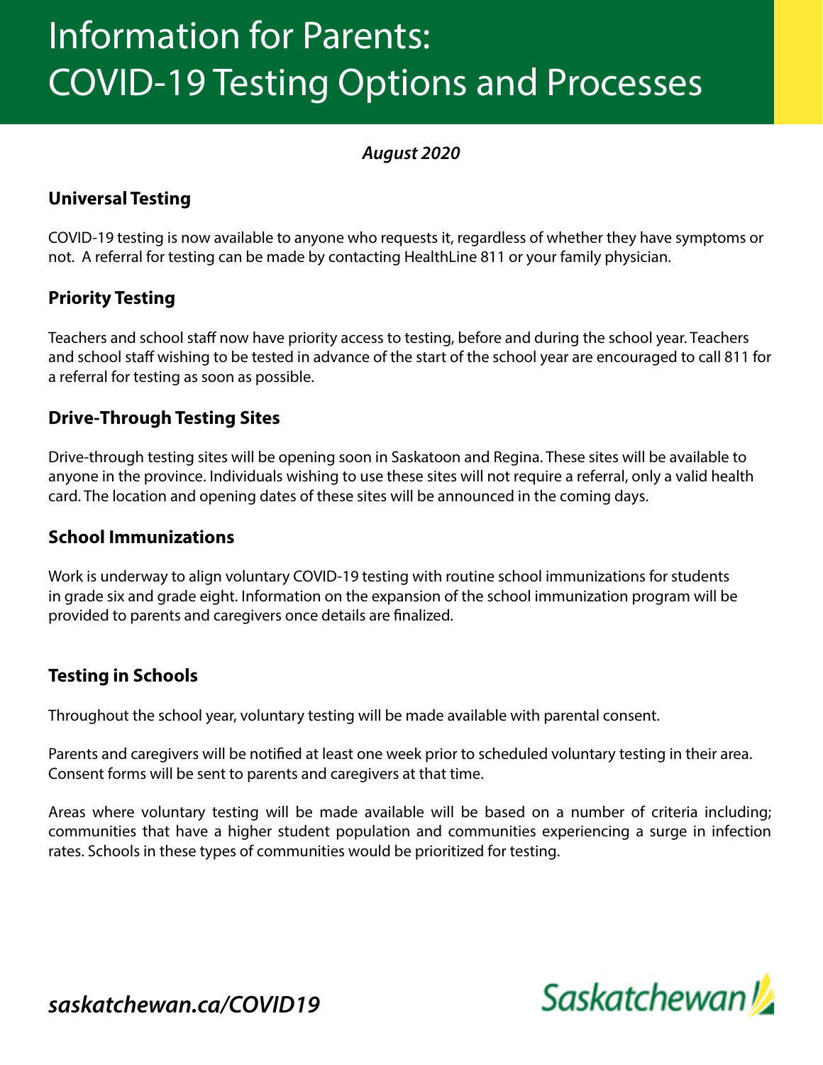# Information for Parents: COVID-19 Testing Options and Processes

*August 2020*

## Universal Testing

COVID-19 testing is now available to anyone who requests it, regardless of whether they have symptoms or not. A referral for testing can be made by contacting HealthLine 811 or your family physician.

## Priority Testing

Teachers and school staff now have priority access to testing, before and during the school year. Teachers and school staff wishing to be tested in advance of the start of the school year are encouraged to call 811 for a referral for testing as soon as possible.

## Drive-Through Testing Sites

Drive-through testing sites will be opening soon in Saskatoon and Regina. These sites will be available to anyone in the province. Individuals wishing to use these sites will not require a referral, only a valid health card. The location and opening dates of these sites will be announced in the coming days.

## School Immunizations

Work is underway to align voluntary COVID-19 testing with routine school immunizations for students in grade six and grade eight. Information on the expansion of the school immunization program will be provided to parents and caregivers once details are finalized.

## Testing in Schools

Throughout the school year, voluntary testing will be made available with parental consent.

Parents and caregivers will be notified at least one week prior to scheduled voluntary testing in their area. Consent forms will be sent to parents and caregivers at that time.

Areas where voluntary testing will be made available will be based on a number of criteria including; communities that have a higher student population and communities experiencing a surge in infection rates. Schools in these types of communities would be prioritized for testing.

***saskatchewan.ca/COVID19***

Saskatchewan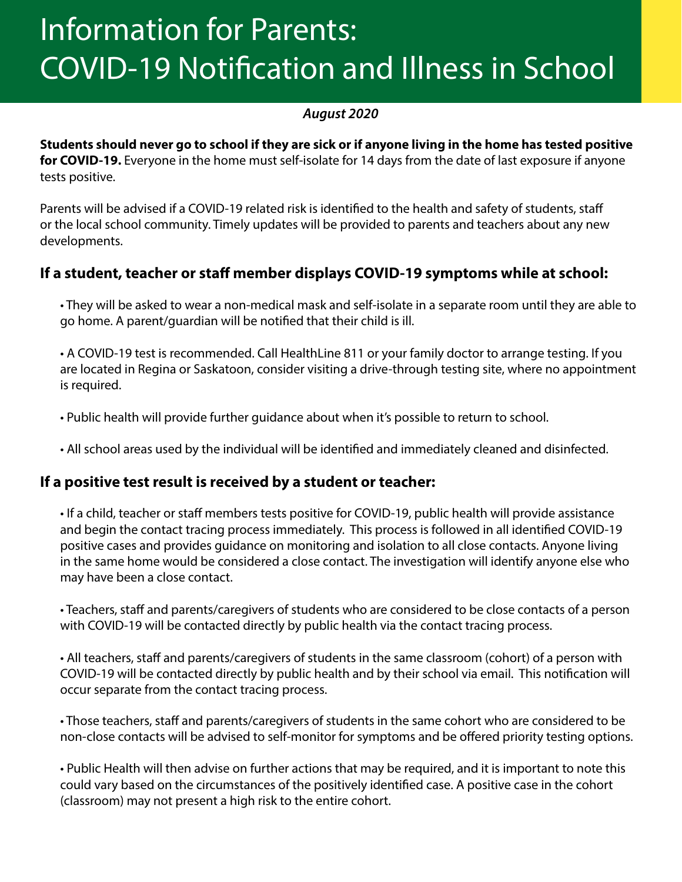# Information for Parents: COVID-19 Notification and Illness in School

***August 2020***

**Students should never go to school if they are sick or if anyone living in the home has tested positive for COVID-19.** Everyone in the home must self-isolate for 14 days from the date of last exposure if anyone tests positive.

Parents will be advised if a COVID-19 related risk is identified to the health and safety of students, staff or the local school community. Timely updates will be provided to parents and teachers about any new developments.

## If a student, teacher or staff member displays COVID-19 symptoms while at school:

- They will be asked to wear a non-medical mask and self-isolate in a separate room until they are able to go home. A parent/guardian will be notified that their child is ill.

- A COVID-19 test is recommended. Call HealthLine 811 or your family doctor to arrange testing. If you are located in Regina or Saskatoon, consider visiting a drive-through testing site, where no appointment is required.

- Public health will provide further guidance about when it's possible to return to school.

- All school areas used by the individual will be identified and immediately cleaned and disinfected.

## If a positive test result is received by a student or teacher:

- If a child, teacher or staff members tests positive for COVID-19, public health will provide assistance and begin the contact tracing process immediately. This process is followed in all identified COVID-19 positive cases and provides guidance on monitoring and isolation to all close contacts. Anyone living in the same home would be considered a close contact. The investigation will identify anyone else who may have been a close contact.

- Teachers, staff and parents/caregivers of students who are considered to be close contacts of a person with COVID-19 will be contacted directly by public health via the contact tracing process.

- All teachers, staff and parents/caregivers of students in the same classroom (cohort) of a person with COVID-19 will be contacted directly by public health and by their school via email. This notification will occur separate from the contact tracing process.

- Those teachers, staff and parents/caregivers of students in the same cohort who are considered to be non-close contacts will be advised to self-monitor for symptoms and be offered priority testing options.

- Public Health will then advise on further actions that may be required, and it is important to note this could vary based on the circumstances of the positively identified case. A positive case in the cohort (classroom) may not present a high risk to the entire cohort.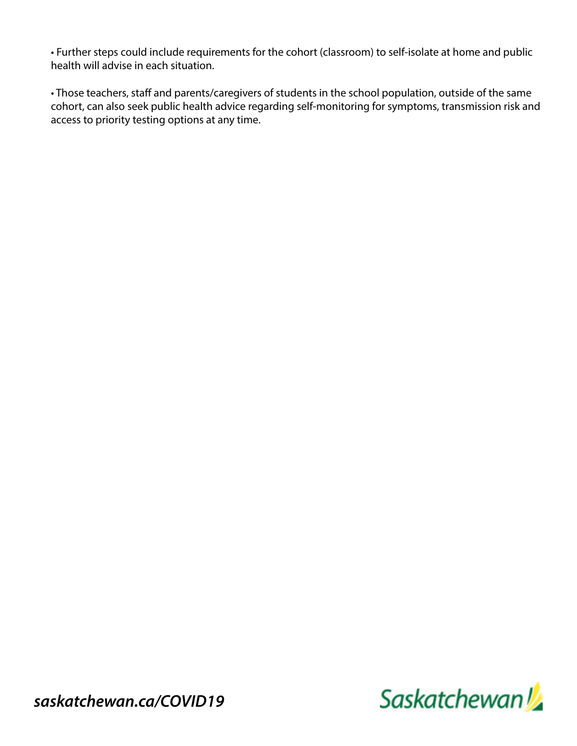- Further steps could include requirements for the cohort (classroom) to self-isolate at home and public health will advise in each situation.

- Those teachers, staff and parents/caregivers of students in the school population, outside of the same cohort, can also seek public health advice regarding self-monitoring for symptoms, transmission risk and access to priority testing options at any time.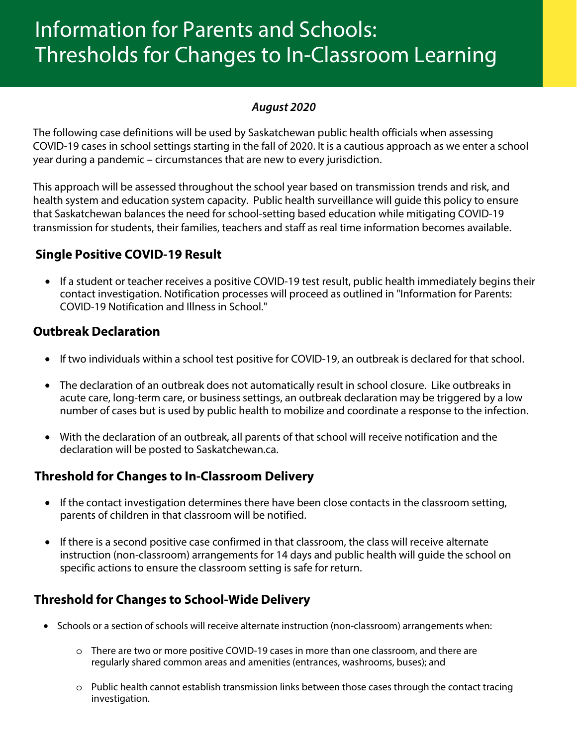# Information for Parents and Schools: Thresholds for Changes to In-Classroom Learning

*August 2020*

The following case definitions will be used by Saskatchewan public health officials when assessing COVID-19 cases in school settings starting in the fall of 2020. It is a cautious approach as we enter a school year during a pandemic – circumstances that are new to every jurisdiction.

This approach will be assessed throughout the school year based on transmission trends and risk, and health system and education system capacity. Public health surveillance will guide this policy to ensure that Saskatchewan balances the need for school-setting based education while mitigating COVID-19 transmission for students, their families, teachers and staff as real time information becomes available.

## Single Positive COVID-19 Result

- If a student or teacher receives a positive COVID-19 test result, public health immediately begins their contact investigation. Notification processes will proceed as outlined in "Information for Parents: COVID-19 Notification and Illness in School."

## Outbreak Declaration

- If two individuals within a school test positive for COVID-19, an outbreak is declared for that school.
- The declaration of an outbreak does not automatically result in school closure. Like outbreaks in acute care, long-term care, or business settings, an outbreak declaration may be triggered by a low number of cases but is used by public health to mobilize and coordinate a response to the infection.
- With the declaration of an outbreak, all parents of that school will receive notification and the declaration will be posted to Saskatchewan.ca.

## Threshold for Changes to In-Classroom Delivery

- If the contact investigation determines there have been close contacts in the classroom setting, parents of children in that classroom will be notified.
- If there is a second positive case confirmed in that classroom, the class will receive alternate instruction (non-classroom) arrangements for 14 days and public health will guide the school on specific actions to ensure the classroom setting is safe for return.

## Threshold for Changes to School-Wide Delivery

- Schools or a section of schools will receive alternate instruction (non-classroom) arrangements when:
  - There are two or more positive COVID-19 cases in more than one classroom, and there are regularly shared common areas and amenities (entrances, washrooms, buses); and
  - Public health cannot establish transmission links between those cases through the contact tracing investigation.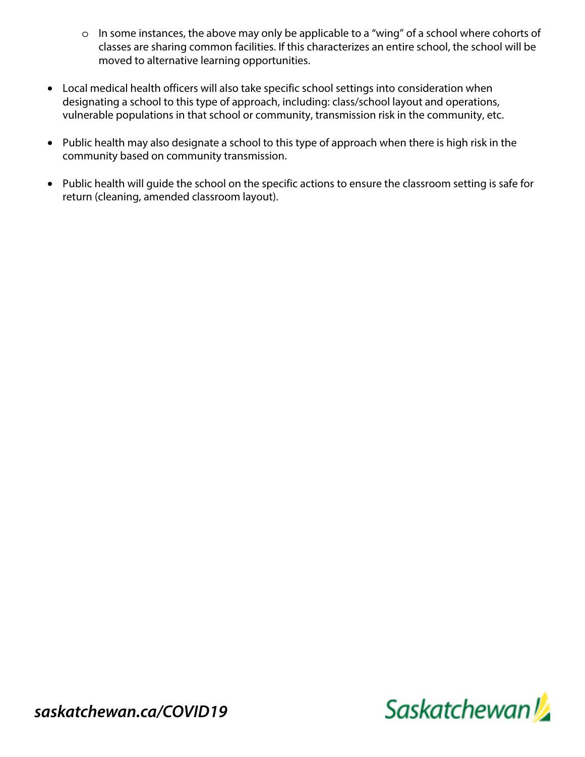- In some instances, the above may only be applicable to a "wing" of a school where cohorts of classes are sharing common facilities. If this characterizes an entire school, the school will be moved to alternative learning opportunities.

- Local medical health officers will also take specific school settings into consideration when designating a school to this type of approach, including: class/school layout and operations, vulnerable populations in that school or community, transmission risk in the community, etc.

- Public health may also designate a school to this type of approach when there is high risk in the community based on community transmission.

- Public health will guide the school on the specific actions to ensure the classroom setting is safe for return (cleaning, amended classroom layout).